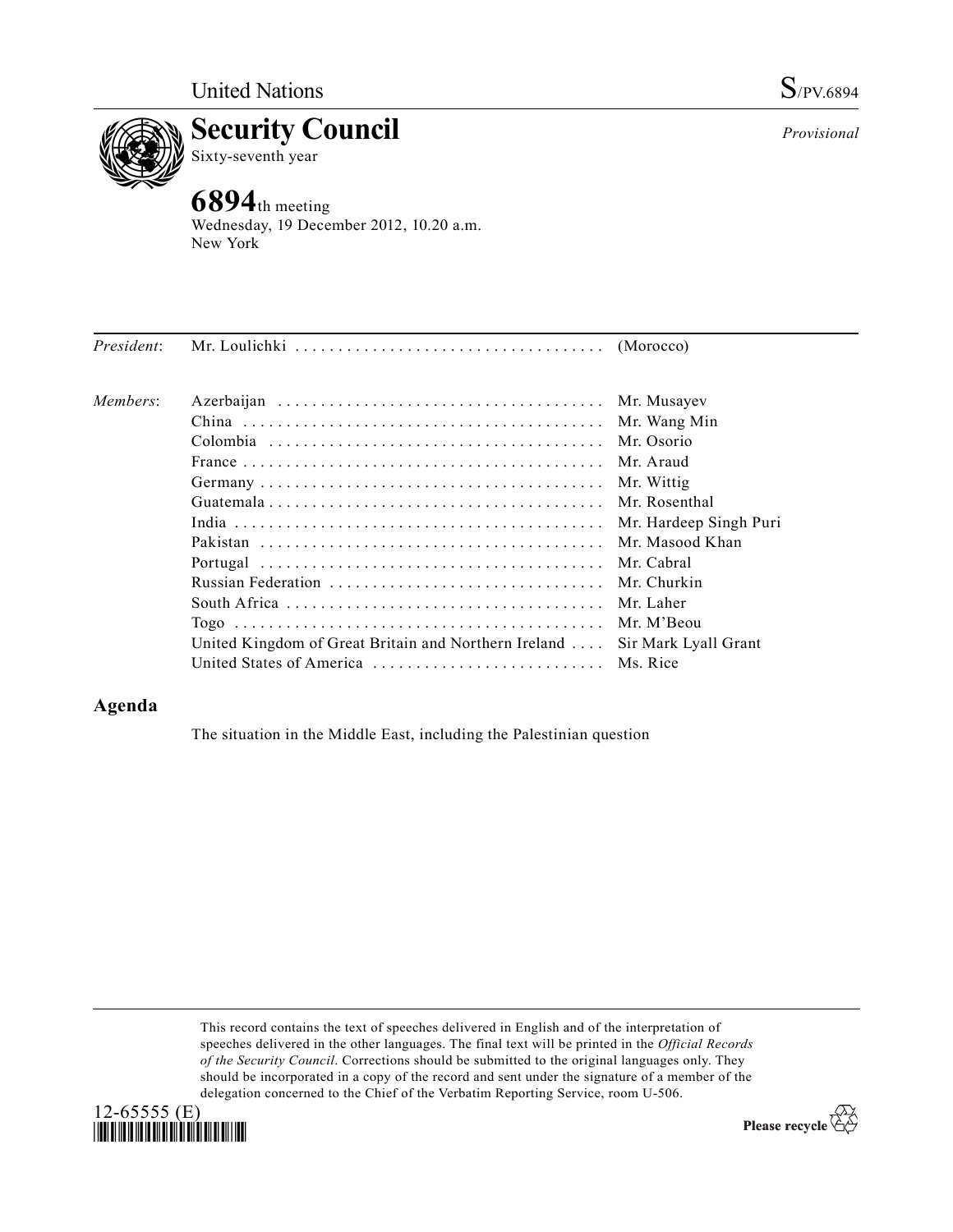United Nations S/PV.6894

# Security Council

Sixty-seventh year

*Provisional*

## 6894th meeting

Wednesday, 19 December 2012, 10.20 a.m.
New York

| | | |
|---|---|---|
| *President*: | Mr. Loulichki | (Morocco) |
| *Members*: | Azerbaijan | Mr. Musayev |
| | China | Mr. Wang Min |
| | Colombia | Mr. Osorio |
| | France | Mr. Araud |
| | Germany | Mr. Wittig |
| | Guatemala | Mr. Rosenthal |
| | India | Mr. Hardeep Singh Puri |
| | Pakistan | Mr. Masood Khan |
| | Portugal | Mr. Cabral |
| | Russian Federation | Mr. Churkin |
| | South Africa | Mr. Laher |
| | Togo | Mr. M'Beou |
| | United Kingdom of Great Britain and Northern Ireland | Sir Mark Lyall Grant |
| | United States of America | Ms. Rice |

## Agenda

The situation in the Middle East, including the Palestinian question

This record contains the text of speeches delivered in English and of the interpretation of speeches delivered in the other languages. The final text will be printed in the *Official Records of the Security Council*. Corrections should be submitted to the original languages only. They should be incorporated in a copy of the record and sent under the signature of a member of the delegation concerned to the Chief of the Verbatim Reporting Service, room U-506.

12-65555 (E)

Please recycle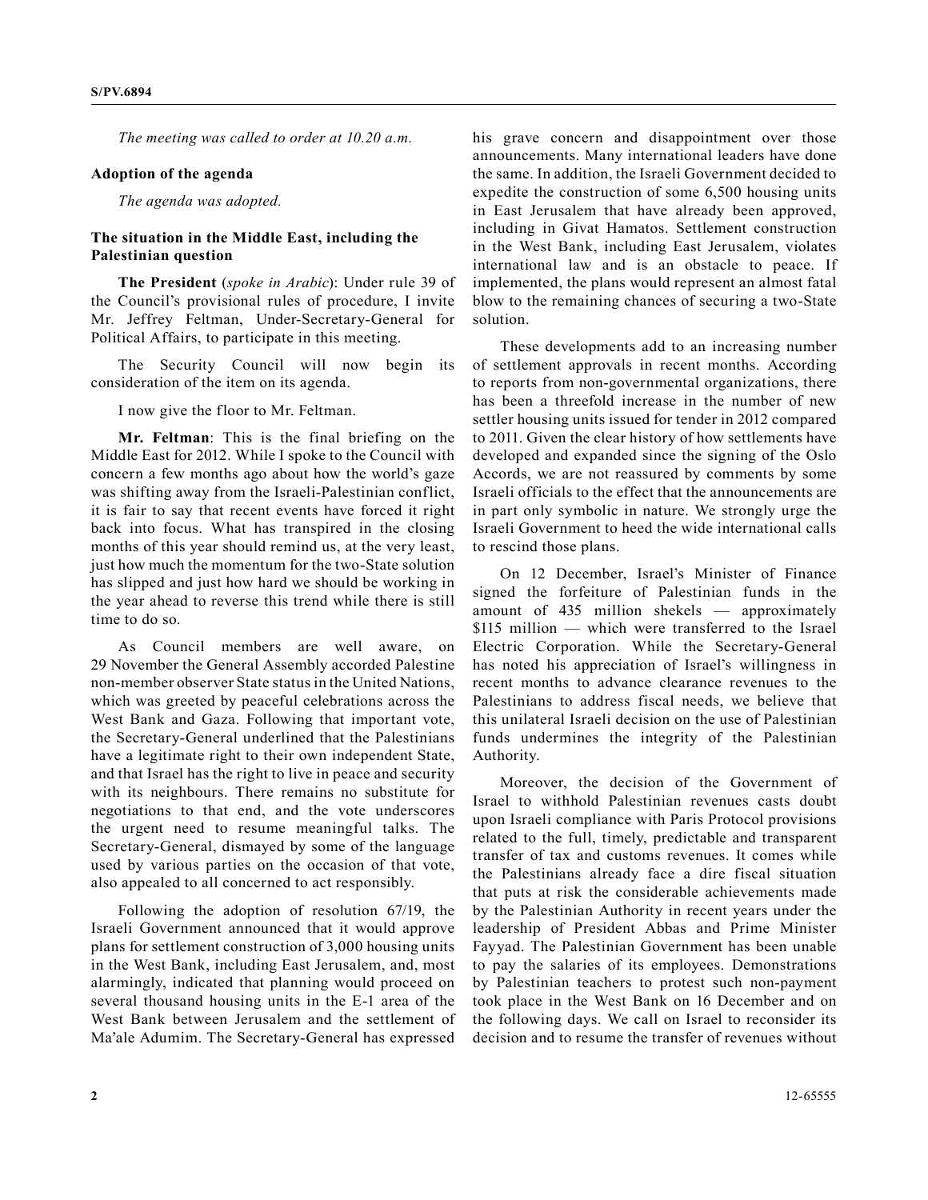*The meeting was called to order at 10.20 a.m.*

**Adoption of the agenda**

*The agenda was adopted.*

**The situation in the Middle East, including the Palestinian question**

**The President** (*spoke in Arabic*): Under rule 39 of the Council's provisional rules of procedure, I invite Mr. Jeffrey Feltman, Under-Secretary-General for Political Affairs, to participate in this meeting.

The Security Council will now begin its consideration of the item on its agenda.

I now give the floor to Mr. Feltman.

**Mr. Feltman**: This is the final briefing on the Middle East for 2012. While I spoke to the Council with concern a few months ago about how the world's gaze was shifting away from the Israeli-Palestinian conflict, it is fair to say that recent events have forced it right back into focus. What has transpired in the closing months of this year should remind us, at the very least, just how much the momentum for the two-State solution has slipped and just how hard we should be working in the year ahead to reverse this trend while there is still time to do so.

As Council members are well aware, on 29 November the General Assembly accorded Palestine non-member observer State status in the United Nations, which was greeted by peaceful celebrations across the West Bank and Gaza. Following that important vote, the Secretary-General underlined that the Palestinians have a legitimate right to their own independent State, and that Israel has the right to live in peace and security with its neighbours. There remains no substitute for negotiations to that end, and the vote underscores the urgent need to resume meaningful talks. The Secretary-General, dismayed by some of the language used by various parties on the occasion of that vote, also appealed to all concerned to act responsibly.

Following the adoption of resolution 67/19, the Israeli Government announced that it would approve plans for settlement construction of 3,000 housing units in the West Bank, including East Jerusalem, and, most alarmingly, indicated that planning would proceed on several thousand housing units in the E-1 area of the West Bank between Jerusalem and the settlement of Ma'ale Adumim. The Secretary-General has expressed his grave concern and disappointment over those announcements. Many international leaders have done the same. In addition, the Israeli Government decided to expedite the construction of some 6,500 housing units in East Jerusalem that have already been approved, including in Givat Hamatos. Settlement construction in the West Bank, including East Jerusalem, violates international law and is an obstacle to peace. If implemented, the plans would represent an almost fatal blow to the remaining chances of securing a two-State solution.

These developments add to an increasing number of settlement approvals in recent months. According to reports from non-governmental organizations, there has been a threefold increase in the number of new settler housing units issued for tender in 2012 compared to 2011. Given the clear history of how settlements have developed and expanded since the signing of the Oslo Accords, we are not reassured by comments by some Israeli officials to the effect that the announcements are in part only symbolic in nature. We strongly urge the Israeli Government to heed the wide international calls to rescind those plans.

On 12 December, Israel's Minister of Finance signed the forfeiture of Palestinian funds in the amount of 435 million shekels — approximately $115 million — which were transferred to the Israel Electric Corporation. While the Secretary-General has noted his appreciation of Israel's willingness in recent months to advance clearance revenues to the Palestinians to address fiscal needs, we believe that this unilateral Israeli decision on the use of Palestinian funds undermines the integrity of the Palestinian Authority.

Moreover, the decision of the Government of Israel to withhold Palestinian revenues casts doubt upon Israeli compliance with Paris Protocol provisions related to the full, timely, predictable and transparent transfer of tax and customs revenues. It comes while the Palestinians already face a dire fiscal situation that puts at risk the considerable achievements made by the Palestinian Authority in recent years under the leadership of President Abbas and Prime Minister Fayyad. The Palestinian Government has been unable to pay the salaries of its employees. Demonstrations by Palestinian teachers to protest such non-payment took place in the West Bank on 16 December and on the following days. We call on Israel to reconsider its decision and to resume the transfer of revenues without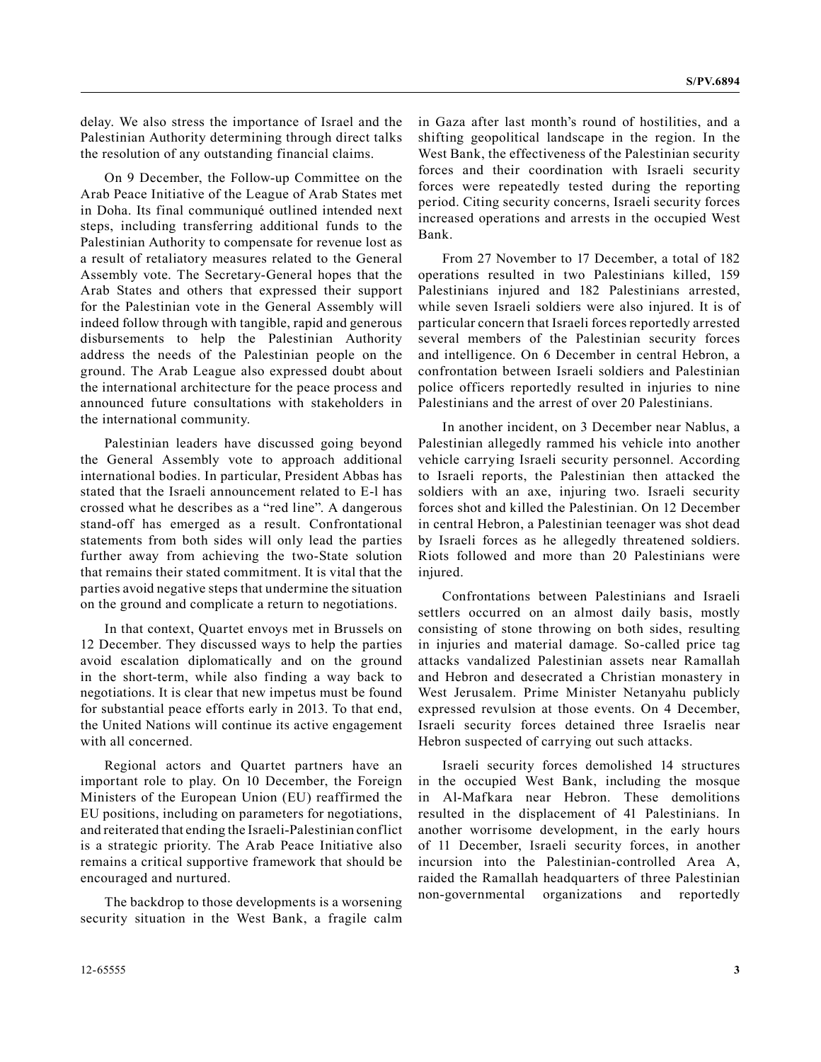delay. We also stress the importance of Israel and the Palestinian Authority determining through direct talks the resolution of any outstanding financial claims.

On 9 December, the Follow-up Committee on the Arab Peace Initiative of the League of Arab States met in Doha. Its final communiqué outlined intended next steps, including transferring additional funds to the Palestinian Authority to compensate for revenue lost as a result of retaliatory measures related to the General Assembly vote. The Secretary-General hopes that the Arab States and others that expressed their support for the Palestinian vote in the General Assembly will indeed follow through with tangible, rapid and generous disbursements to help the Palestinian Authority address the needs of the Palestinian people on the ground. The Arab League also expressed doubt about the international architecture for the peace process and announced future consultations with stakeholders in the international community.

Palestinian leaders have discussed going beyond the General Assembly vote to approach additional international bodies. In particular, President Abbas has stated that the Israeli announcement related to E-l has crossed what he describes as a "red line". A dangerous stand-off has emerged as a result. Confrontational statements from both sides will only lead the parties further away from achieving the two-State solution that remains their stated commitment. It is vital that the parties avoid negative steps that undermine the situation on the ground and complicate a return to negotiations.

In that context, Quartet envoys met in Brussels on 12 December. They discussed ways to help the parties avoid escalation diplomatically and on the ground in the short-term, while also finding a way back to negotiations. It is clear that new impetus must be found for substantial peace efforts early in 2013. To that end, the United Nations will continue its active engagement with all concerned.

Regional actors and Quartet partners have an important role to play. On 10 December, the Foreign Ministers of the European Union (EU) reaffirmed the EU positions, including on parameters for negotiations, and reiterated that ending the Israeli-Palestinian conflict is a strategic priority. The Arab Peace Initiative also remains a critical supportive framework that should be encouraged and nurtured.

The backdrop to those developments is a worsening security situation in the West Bank, a fragile calm in Gaza after last month's round of hostilities, and a shifting geopolitical landscape in the region. In the West Bank, the effectiveness of the Palestinian security forces and their coordination with Israeli security forces were repeatedly tested during the reporting period. Citing security concerns, Israeli security forces increased operations and arrests in the occupied West Bank.

From 27 November to 17 December, a total of 182 operations resulted in two Palestinians killed, 159 Palestinians injured and 182 Palestinians arrested, while seven Israeli soldiers were also injured. It is of particular concern that Israeli forces reportedly arrested several members of the Palestinian security forces and intelligence. On 6 December in central Hebron, a confrontation between Israeli soldiers and Palestinian police officers reportedly resulted in injuries to nine Palestinians and the arrest of over 20 Palestinians.

In another incident, on 3 December near Nablus, a Palestinian allegedly rammed his vehicle into another vehicle carrying Israeli security personnel. According to Israeli reports, the Palestinian then attacked the soldiers with an axe, injuring two. Israeli security forces shot and killed the Palestinian. On 12 December in central Hebron, a Palestinian teenager was shot dead by Israeli forces as he allegedly threatened soldiers. Riots followed and more than 20 Palestinians were injured.

Confrontations between Palestinians and Israeli settlers occurred on an almost daily basis, mostly consisting of stone throwing on both sides, resulting in injuries and material damage. So-called price tag attacks vandalized Palestinian assets near Ramallah and Hebron and desecrated a Christian monastery in West Jerusalem. Prime Minister Netanyahu publicly expressed revulsion at those events. On 4 December, Israeli security forces detained three Israelis near Hebron suspected of carrying out such attacks.

Israeli security forces demolished 14 structures in the occupied West Bank, including the mosque in Al-Mafkara near Hebron. These demolitions resulted in the displacement of 41 Palestinians. In another worrisome development, in the early hours of 11 December, Israeli security forces, in another incursion into the Palestinian-controlled Area A, raided the Ramallah headquarters of three Palestinian non-governmental organizations and reportedly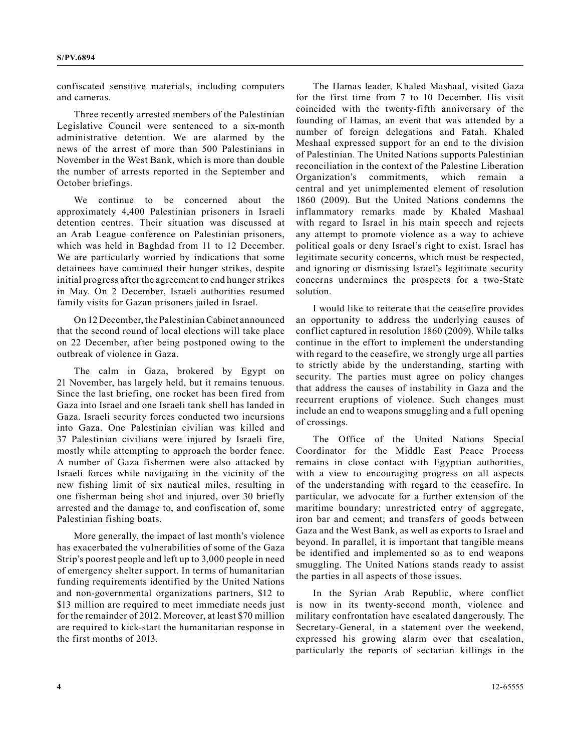confiscated sensitive materials, including computers and cameras.

Three recently arrested members of the Palestinian Legislative Council were sentenced to a six-month administrative detention. We are alarmed by the news of the arrest of more than 500 Palestinians in November in the West Bank, which is more than double the number of arrests reported in the September and October briefings.

We continue to be concerned about the approximately 4,400 Palestinian prisoners in Israeli detention centres. Their situation was discussed at an Arab League conference on Palestinian prisoners, which was held in Baghdad from 11 to 12 December. We are particularly worried by indications that some detainees have continued their hunger strikes, despite initial progress after the agreement to end hunger strikes in May. On 2 December, Israeli authorities resumed family visits for Gazan prisoners jailed in Israel.

On 12 December, the Palestinian Cabinet announced that the second round of local elections will take place on 22 December, after being postponed owing to the outbreak of violence in Gaza.

The calm in Gaza, brokered by Egypt on 21 November, has largely held, but it remains tenuous. Since the last briefing, one rocket has been fired from Gaza into Israel and one Israeli tank shell has landed in Gaza. Israeli security forces conducted two incursions into Gaza. One Palestinian civilian was killed and 37 Palestinian civilians were injured by Israeli fire, mostly while attempting to approach the border fence. A number of Gaza fishermen were also attacked by Israeli forces while navigating in the vicinity of the new fishing limit of six nautical miles, resulting in one fisherman being shot and injured, over 30 briefly arrested and the damage to, and confiscation of, some Palestinian fishing boats.

More generally, the impact of last month's violence has exacerbated the vulnerabilities of some of the Gaza Strip's poorest people and left up to 3,000 people in need of emergency shelter support. In terms of humanitarian funding requirements identified by the United Nations and non-governmental organizations partners, $12 to $13 million are required to meet immediate needs just for the remainder of 2012. Moreover, at least $70 million are required to kick-start the humanitarian response in the first months of 2013.

The Hamas leader, Khaled Mashaal, visited Gaza for the first time from 7 to 10 December. His visit coincided with the twenty-fifth anniversary of the founding of Hamas, an event that was attended by a number of foreign delegations and Fatah. Khaled Meshaal expressed support for an end to the division of Palestinian. The United Nations supports Palestinian reconciliation in the context of the Palestine Liberation Organization's commitments, which remain a central and yet unimplemented element of resolution 1860 (2009). But the United Nations condemns the inflammatory remarks made by Khaled Mashaal with regard to Israel in his main speech and rejects any attempt to promote violence as a way to achieve political goals or deny Israel's right to exist. Israel has legitimate security concerns, which must be respected, and ignoring or dismissing Israel's legitimate security concerns undermines the prospects for a two-State solution.

I would like to reiterate that the ceasefire provides an opportunity to address the underlying causes of conflict captured in resolution 1860 (2009). While talks continue in the effort to implement the understanding with regard to the ceasefire, we strongly urge all parties to strictly abide by the understanding, starting with security. The parties must agree on policy changes that address the causes of instability in Gaza and the recurrent eruptions of violence. Such changes must include an end to weapons smuggling and a full opening of crossings.

The Office of the United Nations Special Coordinator for the Middle East Peace Process remains in close contact with Egyptian authorities, with a view to encouraging progress on all aspects of the understanding with regard to the ceasefire. In particular, we advocate for a further extension of the maritime boundary; unrestricted entry of aggregate, iron bar and cement; and transfers of goods between Gaza and the West Bank, as well as exports to Israel and beyond. In parallel, it is important that tangible means be identified and implemented so as to end weapons smuggling. The United Nations stands ready to assist the parties in all aspects of those issues.

In the Syrian Arab Republic, where conflict is now in its twenty-second month, violence and military confrontation have escalated dangerously. The Secretary-General, in a statement over the weekend, expressed his growing alarm over that escalation, particularly the reports of sectarian killings in the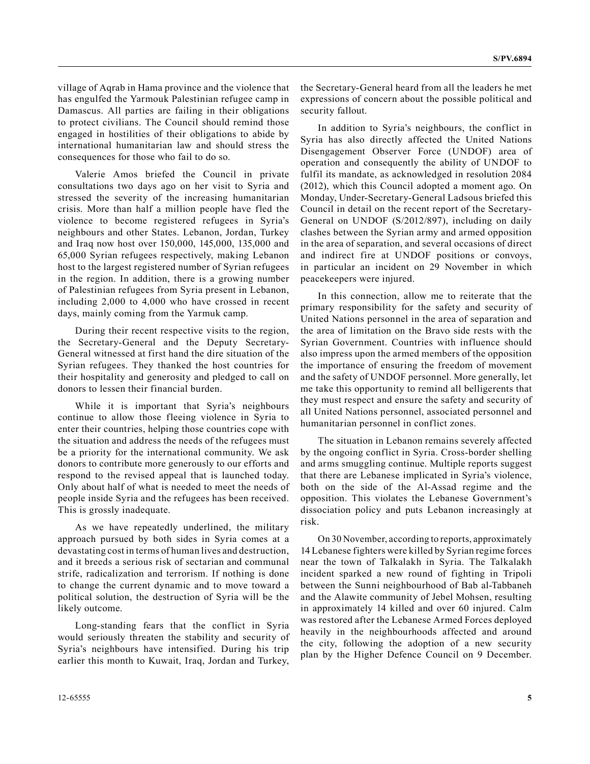village of Aqrab in Hama province and the violence that has engulfed the Yarmouk Palestinian refugee camp in Damascus. All parties are failing in their obligations to protect civilians. The Council should remind those engaged in hostilities of their obligations to abide by international humanitarian law and should stress the consequences for those who fail to do so.

Valerie Amos briefed the Council in private consultations two days ago on her visit to Syria and stressed the severity of the increasing humanitarian crisis. More than half a million people have fled the violence to become registered refugees in Syria's neighbours and other States. Lebanon, Jordan, Turkey and Iraq now host over 150,000, 145,000, 135,000 and 65,000 Syrian refugees respectively, making Lebanon host to the largest registered number of Syrian refugees in the region. In addition, there is a growing number of Palestinian refugees from Syria present in Lebanon, including 2,000 to 4,000 who have crossed in recent days, mainly coming from the Yarmuk camp.

During their recent respective visits to the region, the Secretary-General and the Deputy Secretary-General witnessed at first hand the dire situation of the Syrian refugees. They thanked the host countries for their hospitality and generosity and pledged to call on donors to lessen their financial burden.

While it is important that Syria's neighbours continue to allow those fleeing violence in Syria to enter their countries, helping those countries cope with the situation and address the needs of the refugees must be a priority for the international community. We ask donors to contribute more generously to our efforts and respond to the revised appeal that is launched today. Only about half of what is needed to meet the needs of people inside Syria and the refugees has been received. This is grossly inadequate.

As we have repeatedly underlined, the military approach pursued by both sides in Syria comes at a devastating cost in terms of human lives and destruction, and it breeds a serious risk of sectarian and communal strife, radicalization and terrorism. If nothing is done to change the current dynamic and to move toward a political solution, the destruction of Syria will be the likely outcome.

Long-standing fears that the conflict in Syria would seriously threaten the stability and security of Syria's neighbours have intensified. During his trip earlier this month to Kuwait, Iraq, Jordan and Turkey, the Secretary-General heard from all the leaders he met expressions of concern about the possible political and security fallout.

In addition to Syria's neighbours, the conflict in Syria has also directly affected the United Nations Disengagement Observer Force (UNDOF) area of operation and consequently the ability of UNDOF to fulfil its mandate, as acknowledged in resolution 2084 (2012), which this Council adopted a moment ago. On Monday, Under-Secretary-General Ladsous briefed this Council in detail on the recent report of the Secretary-General on UNDOF (S/2012/897), including on daily clashes between the Syrian army and armed opposition in the area of separation, and several occasions of direct and indirect fire at UNDOF positions or convoys, in particular an incident on 29 November in which peacekeepers were injured.

In this connection, allow me to reiterate that the primary responsibility for the safety and security of United Nations personnel in the area of separation and the area of limitation on the Bravo side rests with the Syrian Government. Countries with influence should also impress upon the armed members of the opposition the importance of ensuring the freedom of movement and the safety of UNDOF personnel. More generally, let me take this opportunity to remind all belligerents that they must respect and ensure the safety and security of all United Nations personnel, associated personnel and humanitarian personnel in conflict zones.

The situation in Lebanon remains severely affected by the ongoing conflict in Syria. Cross-border shelling and arms smuggling continue. Multiple reports suggest that there are Lebanese implicated in Syria's violence, both on the side of the Al-Assad regime and the opposition. This violates the Lebanese Government's dissociation policy and puts Lebanon increasingly at risk.

On 30 November, according to reports, approximately 14 Lebanese fighters were killed by Syrian regime forces near the town of Talkalakh in Syria. The Talkalakh incident sparked a new round of fighting in Tripoli between the Sunni neighbourhood of Bab al-Tabbaneh and the Alawite community of Jebel Mohsen, resulting in approximately 14 killed and over 60 injured. Calm was restored after the Lebanese Armed Forces deployed heavily in the neighbourhoods affected and around the city, following the adoption of a new security plan by the Higher Defence Council on 9 December.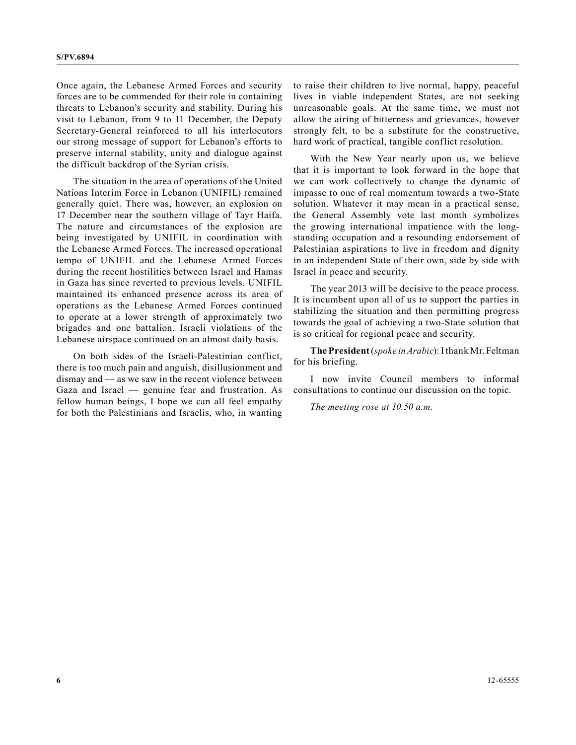Once again, the Lebanese Armed Forces and security forces are to be commended for their role in containing threats to Lebanon's security and stability. During his visit to Lebanon, from 9 to 11 December, the Deputy Secretary-General reinforced to all his interlocutors our strong message of support for Lebanon's efforts to preserve internal stability, unity and dialogue against the difficult backdrop of the Syrian crisis.

The situation in the area of operations of the United Nations Interim Force in Lebanon (UNIFIL) remained generally quiet. There was, however, an explosion on 17 December near the southern village of Tayr Haifa. The nature and circumstances of the explosion are being investigated by UNIFIL in coordination with the Lebanese Armed Forces. The increased operational tempo of UNIFIL and the Lebanese Armed Forces during the recent hostilities between Israel and Hamas in Gaza has since reverted to previous levels. UNIFIL maintained its enhanced presence across its area of operations as the Lebanese Armed Forces continued to operate at a lower strength of approximately two brigades and one battalion. Israeli violations of the Lebanese airspace continued on an almost daily basis.

On both sides of the Israeli-Palestinian conflict, there is too much pain and anguish, disillusionment and dismay and — as we saw in the recent violence between Gaza and Israel — genuine fear and frustration. As fellow human beings, I hope we can all feel empathy for both the Palestinians and Israelis, who, in wanting to raise their children to live normal, happy, peaceful lives in viable independent States, are not seeking unreasonable goals. At the same time, we must not allow the airing of bitterness and grievances, however strongly felt, to be a substitute for the constructive, hard work of practical, tangible conflict resolution.

With the New Year nearly upon us, we believe that it is important to look forward in the hope that we can work collectively to change the dynamic of impasse to one of real momentum towards a two-State solution. Whatever it may mean in a practical sense, the General Assembly vote last month symbolizes the growing international impatience with the long-standing occupation and a resounding endorsement of Palestinian aspirations to live in freedom and dignity in an independent State of their own, side by side with Israel in peace and security.

The year 2013 will be decisive to the peace process. It is incumbent upon all of us to support the parties in stabilizing the situation and then permitting progress towards the goal of achieving a two-State solution that is so critical for regional peace and security.

**The President** (*spoke in Arabic*): I thank Mr. Feltman for his briefing.

I now invite Council members to informal consultations to continue our discussion on the topic.

*The meeting rose at 10.50 a.m.*